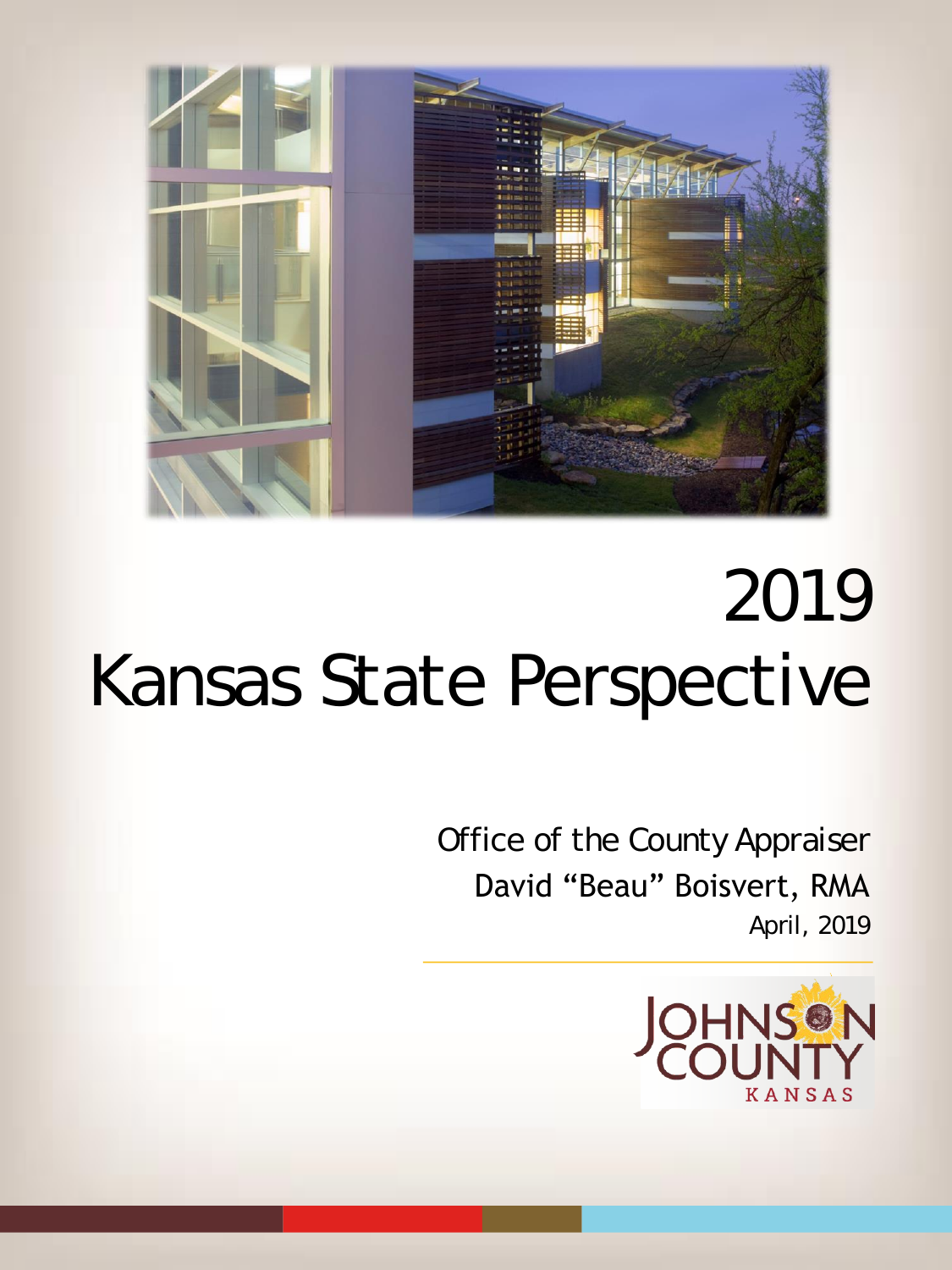# 2019
# Kansas State Perspective

Office of the County Appraiser

David “Beau” Boisvert, RMA

April, 2019

JOHNSON COUNTY KANSAS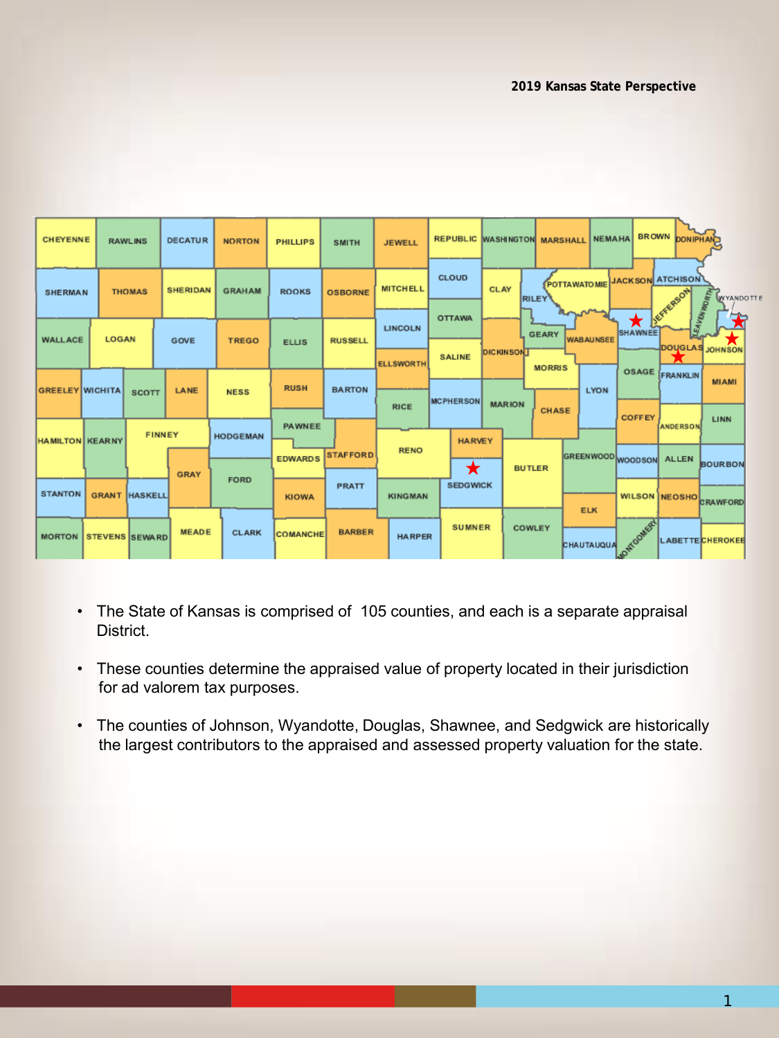**2019 Kansas State Perspective**

- The State of Kansas is comprised of 105 counties, and each is a separate appraisal District.
- These counties determine the appraised value of property located in their jurisdiction for ad valorem tax purposes.
- The counties of Johnson, Wyandotte, Douglas, Shawnee, and Sedgwick are historically the largest contributors to the appraised and assessed property valuation for the state.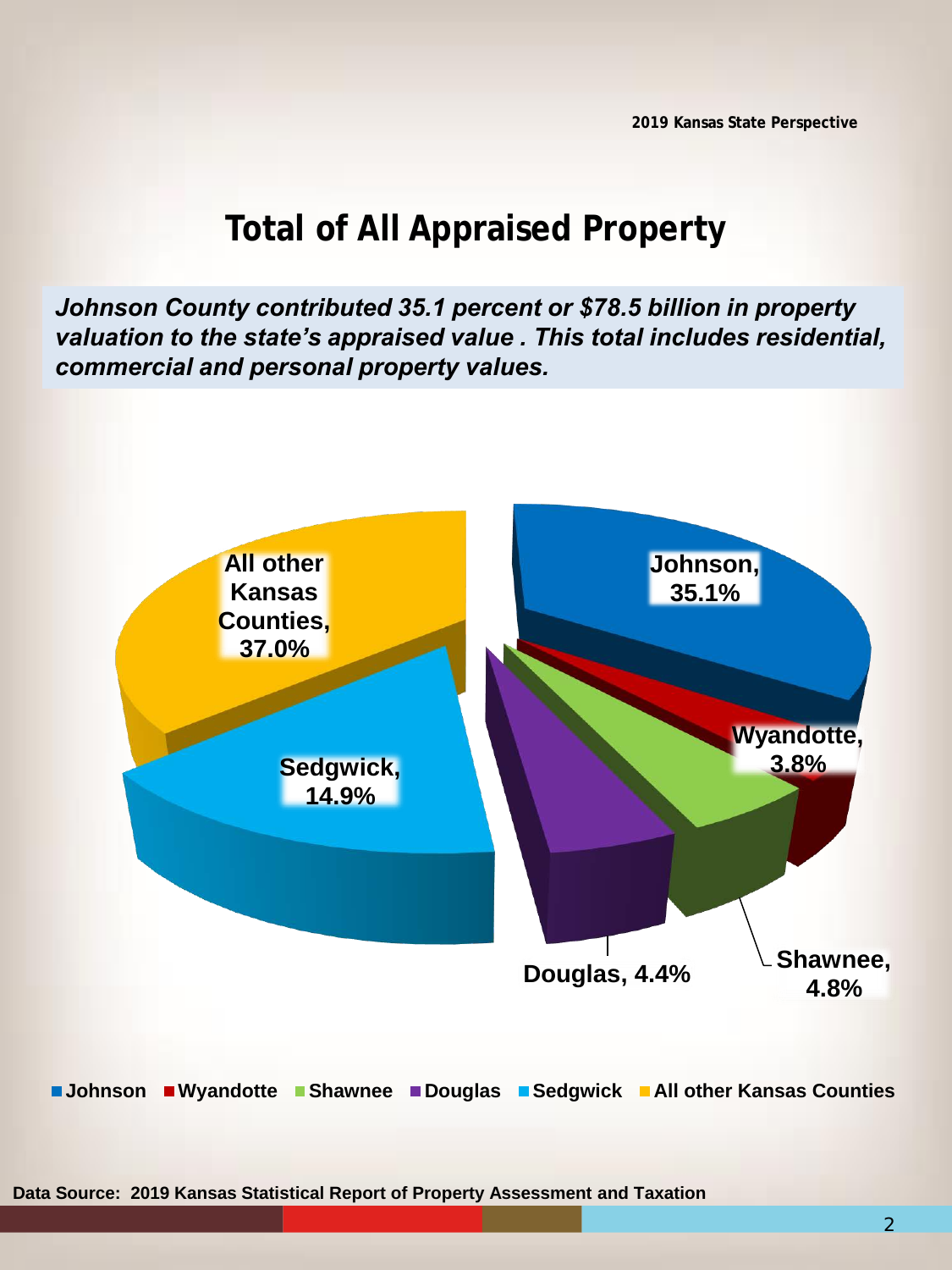# Total of All Appraised Property

***Johnson County contributed 35.1 percent or $78.5 billion in property valuation to the state's appraised value . This total includes residential, commercial and personal property values.***

All other Kansas Counties, 37.0%

Johnson, 35.1%

Wyandotte, 3.8%

Sedgwick, 14.9%

Douglas, 4.4%

Shawnee, 4.8%

Johnson Wyandotte Shawnee Douglas Sedgwick All other Kansas Counties

**Data Source: 2019 Kansas Statistical Report of Property Assessment and Taxation**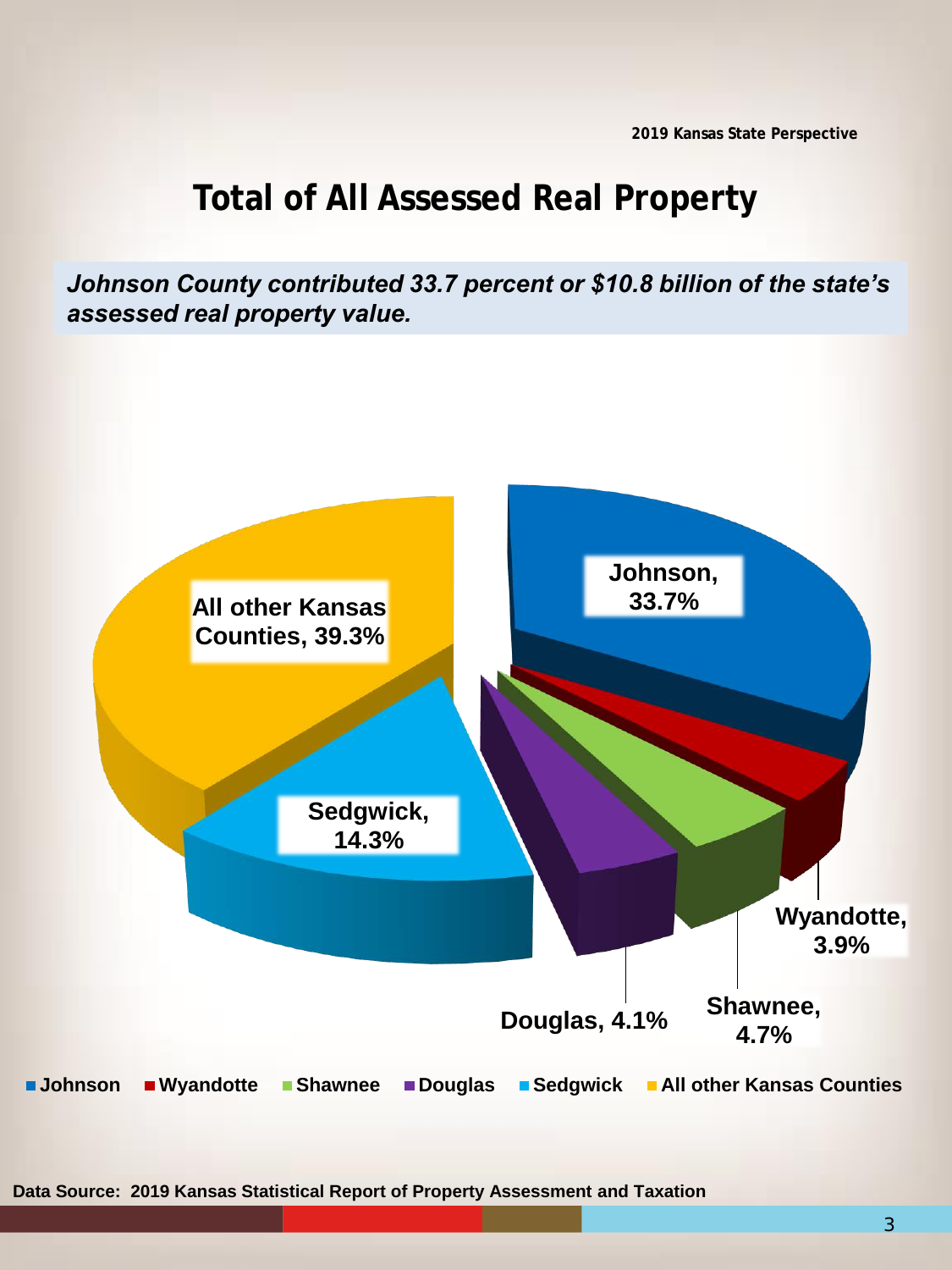2019 Kansas State Perspective

# Total of All Assessed Real Property

***Johnson County contributed 33.7 percent or $10.8 billion of the state's assessed real property value.***

Johnson, 33.7%

All other Kansas Counties, 39.3%

Sedgwick, 14.3%

Wyandotte, 3.9%

Shawnee, 4.7%

Douglas, 4.1%

Johnson | Wyandotte | Shawnee | Douglas | Sedgwick | All other Kansas Counties

**Data Source: 2019 Kansas Statistical Report of Property Assessment and Taxation**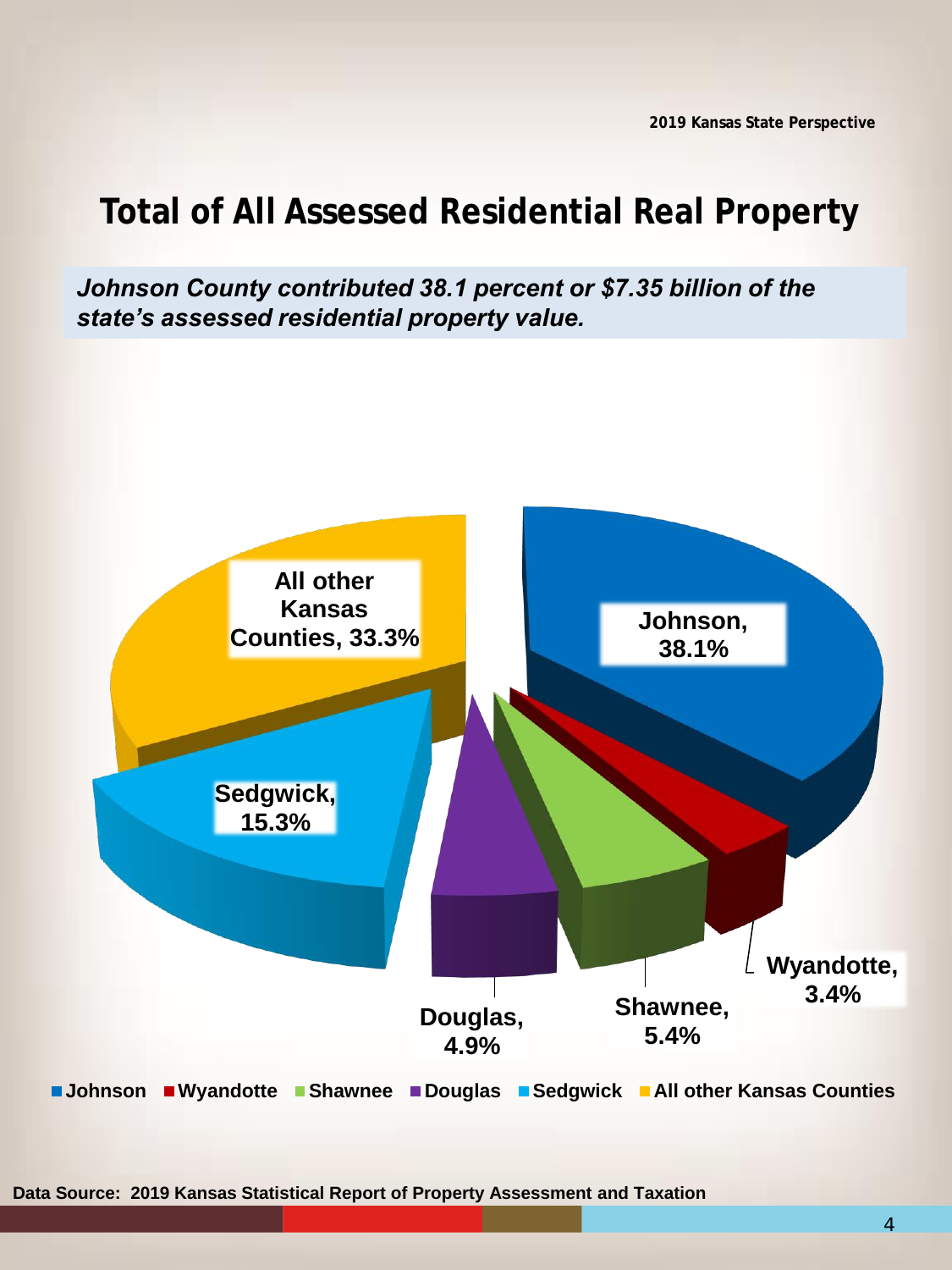# Total of All Assessed Residential Real Property

***Johnson County contributed 38.1 percent or $7.35 billion of the state's assessed residential property value.***

Johnson, 38.1%

Wyandotte, 3.4%

Shawnee, 5.4%

Douglas, 4.9%

Sedgwick, 15.3%

All other Kansas Counties, 33.3%

Johnson  Wyandotte  Shawnee  Douglas  Sedgwick  All other Kansas Counties

Data Source: 2019 Kansas Statistical Report of Property Assessment and Taxation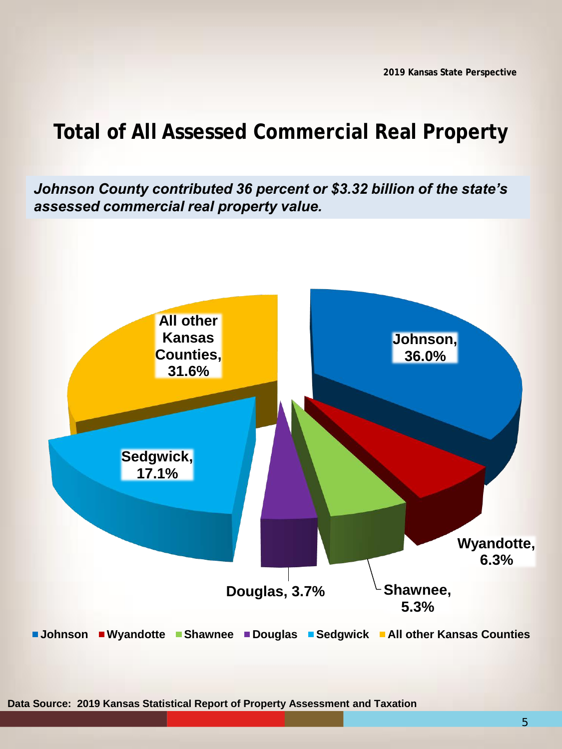# Total of All Assessed Commercial Real Property

***Johnson County contributed 36 percent or $3.32 billion of the state's assessed commercial real property value.***

Johnson, 36.0%

Wyandotte, 6.3%

Shawnee, 5.3%

Douglas, 3.7%

Sedgwick, 17.1%

All other Kansas Counties, 31.6%

Johnson  Wyandotte  Shawnee  Douglas  Sedgwick  All other Kansas Counties

**Data Source: 2019 Kansas Statistical Report of Property Assessment and Taxation**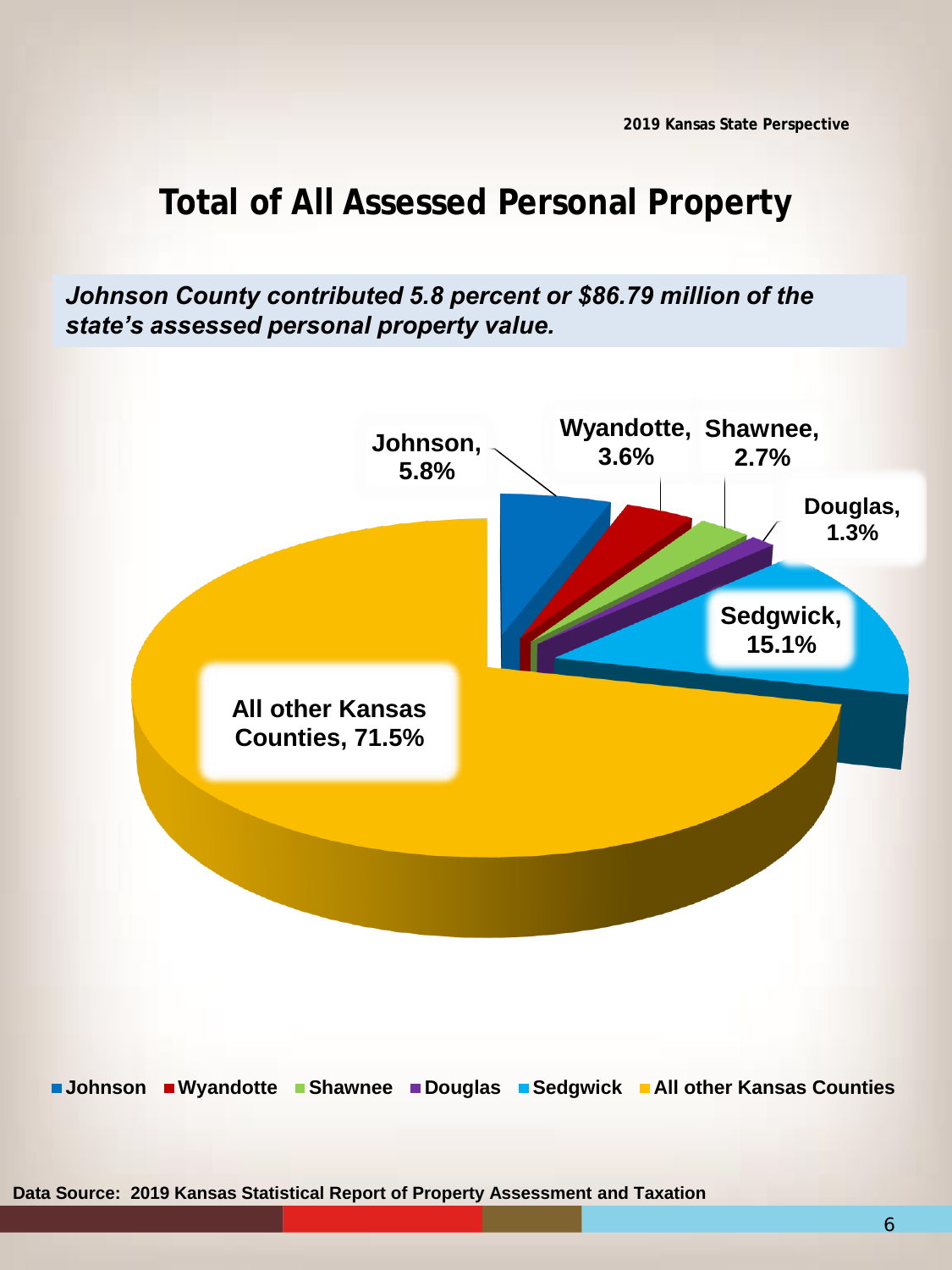2019 Kansas State Perspective

# Total of All Assessed Personal Property

***Johnson County contributed 5.8 percent or $86.79 million of the state's assessed personal property value.***

Johnson, 5.8%

Wyandotte, 3.6%

Shawnee, 2.7%

Douglas, 1.3%

Sedgwick, 15.1%

All other Kansas Counties, 71.5%

Johnson   Wyandotte   Shawnee   Douglas   Sedgwick   All other Kansas Counties

**Data Source: 2019 Kansas Statistical Report of Property Assessment and Taxation**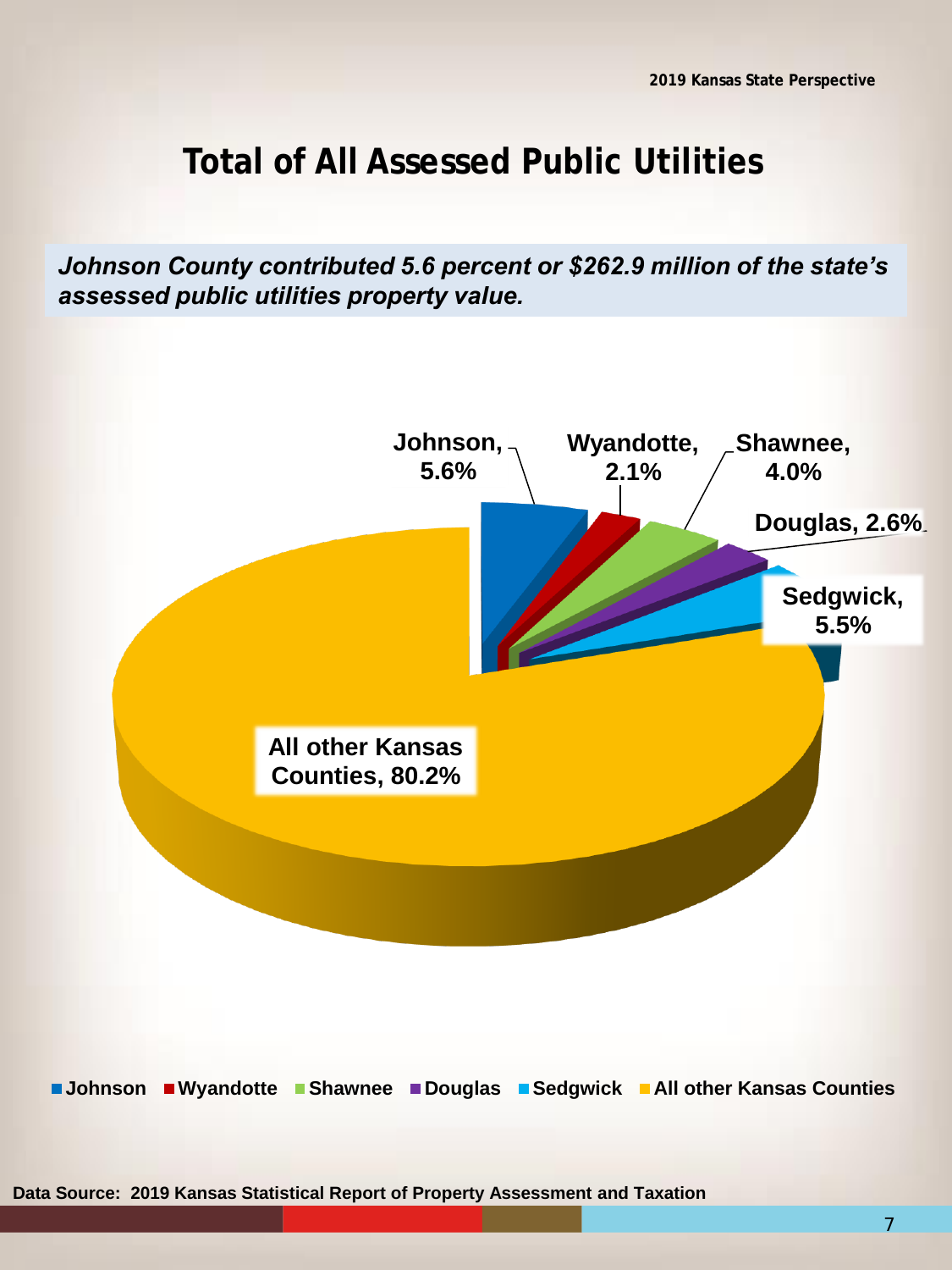# Total of All Assessed Public Utilities

***Johnson County contributed 5.6 percent or $262.9 million of the state's assessed public utilities property value.***

Johnson, 5.6%

Wyandotte, 2.1%

Shawnee, 4.0%

Douglas, 2.6%

Sedgwick, 5.5%

All other Kansas Counties, 80.2%

Johnson · Wyandotte · Shawnee · Douglas · Sedgwick · All other Kansas Counties

**Data Source: 2019 Kansas Statistical Report of Property Assessment and Taxation**